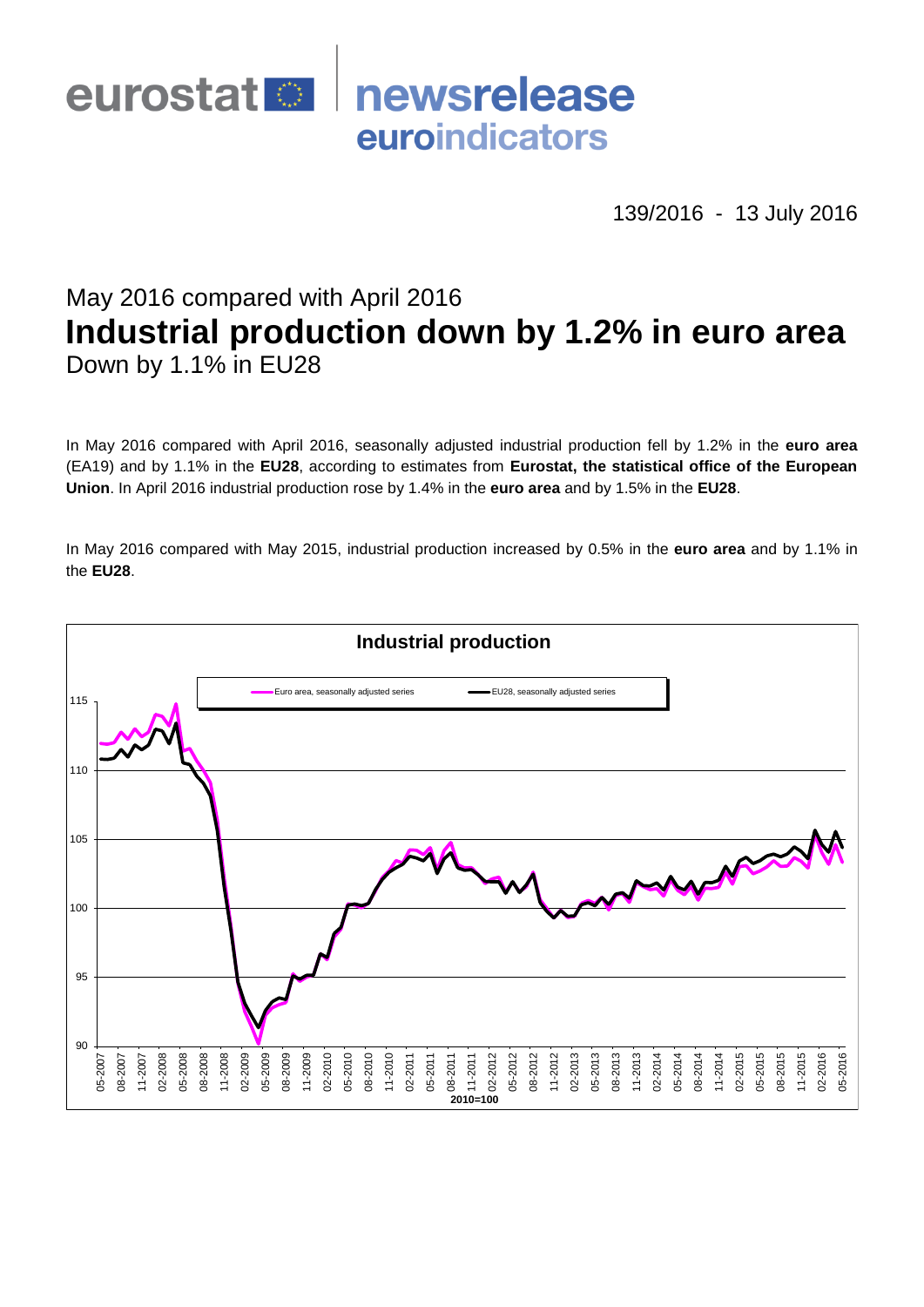eurostat newsrelease euroindicators

139/2016 - 13 July 2016

## May 2016 compared with April 2016

# Industrial production down by 1.2% in euro area

## Down by 1.1% in EU28

In May 2016 compared with April 2016, seasonally adjusted industrial production fell by 1.2% in the **euro area** (EA19) and by 1.1% in the **EU28**, according to estimates from **Eurostat, the statistical office of the European Union**. In April 2016 industrial production rose by 1.4% in the **euro area** and by 1.5% in the **EU28**.

In May 2016 compared with May 2015, industrial production increased by 0.5% in the **euro area** and by 1.1% in the **EU28**.

**Industrial production**

Euro area, seasonally adjusted series — EU28, seasonally adjusted series

2010=100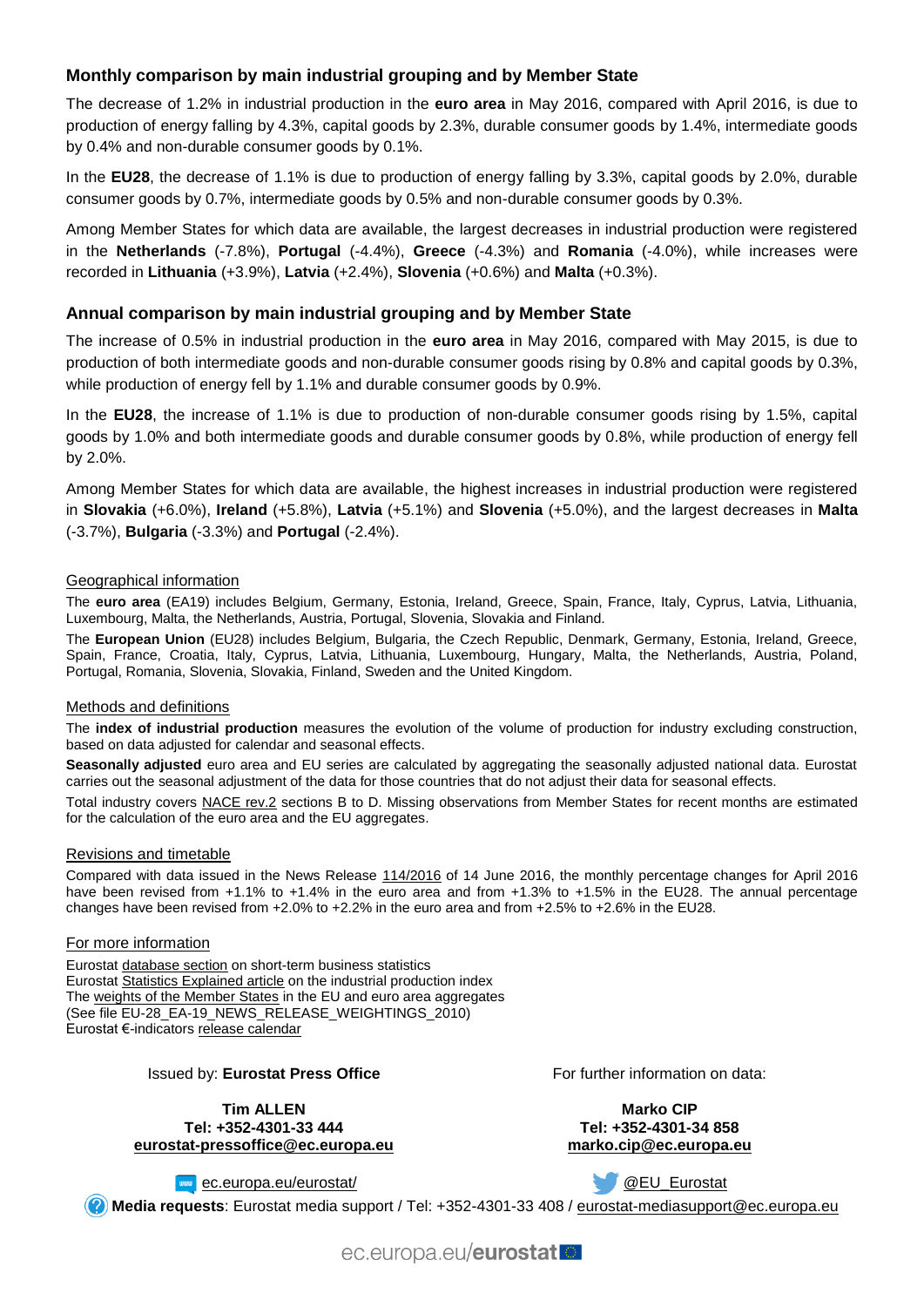## Monthly comparison by main industrial grouping and by Member State

The decrease of 1.2% in industrial production in the **euro area** in May 2016, compared with April 2016, is due to production of energy falling by 4.3%, capital goods by 2.3%, durable consumer goods by 1.4%, intermediate goods by 0.4% and non-durable consumer goods by 0.1%.

In the **EU28**, the decrease of 1.1% is due to production of energy falling by 3.3%, capital goods by 2.0%, durable consumer goods by 0.7%, intermediate goods by 0.5% and non-durable consumer goods by 0.3%.

Among Member States for which data are available, the largest decreases in industrial production were registered in the **Netherlands** (-7.8%), **Portugal** (-4.4%), **Greece** (-4.3%) and **Romania** (-4.0%), while increases were recorded in **Lithuania** (+3.9%), **Latvia** (+2.4%), **Slovenia** (+0.6%) and **Malta** (+0.3%).

## Annual comparison by main industrial grouping and by Member State

The increase of 0.5% in industrial production in the **euro area** in May 2016, compared with May 2015, is due to production of both intermediate goods and non-durable consumer goods rising by 0.8% and capital goods by 0.3%, while production of energy fell by 1.1% and durable consumer goods by 0.9%.

In the **EU28**, the increase of 1.1% is due to production of non-durable consumer goods rising by 1.5%, capital goods by 1.0% and both intermediate goods and durable consumer goods by 0.8%, while production of energy fell by 2.0%.

Among Member States for which data are available, the highest increases in industrial production were registered in **Slovakia** (+6.0%), **Ireland** (+5.8%), **Latvia** (+5.1%) and **Slovenia** (+5.0%), and the largest decreases in **Malta** (-3.7%), **Bulgaria** (-3.3%) and **Portugal** (-2.4%).

### Geographical information

The **euro area** (EA19) includes Belgium, Germany, Estonia, Ireland, Greece, Spain, France, Italy, Cyprus, Latvia, Lithuania, Luxembourg, Malta, the Netherlands, Austria, Portugal, Slovenia, Slovakia and Finland.

The **European Union** (EU28) includes Belgium, Bulgaria, the Czech Republic, Denmark, Germany, Estonia, Ireland, Greece, Spain, France, Croatia, Italy, Cyprus, Latvia, Lithuania, Luxembourg, Hungary, Malta, the Netherlands, Austria, Poland, Portugal, Romania, Slovenia, Slovakia, Finland, Sweden and the United Kingdom.

### Methods and definitions

The **index of industrial production** measures the evolution of the volume of production for industry excluding construction, based on data adjusted for calendar and seasonal effects.

**Seasonally adjusted** euro area and EU series are calculated by aggregating the seasonally adjusted national data. Eurostat carries out the seasonal adjustment of the data for those countries that do not adjust their data for seasonal effects.

Total industry covers NACE rev.2 sections B to D. Missing observations from Member States for recent months are estimated for the calculation of the euro area and the EU aggregates.

### Revisions and timetable

Compared with data issued in the News Release 114/2016 of 14 June 2016, the monthly percentage changes for April 2016 have been revised from +1.1% to +1.4% in the euro area and from +1.3% to +1.5% in the EU28. The annual percentage changes have been revised from +2.0% to +2.2% in the euro area and from +2.5% to +2.6% in the EU28.

### For more information

Eurostat database section on short-term business statistics
Eurostat Statistics Explained article on the industrial production index
The weights of the Member States in the EU and euro area aggregates
(See file EU-28_EA-19_NEWS_RELEASE_WEIGHTINGS_2010)
Eurostat €-indicators release calendar

Issued by: **Eurostat Press Office**

**Tim ALLEN**
**Tel: +352-4301-33 444**
**eurostat-pressoffice@ec.europa.eu**

For further information on data:

**Marko CIP**
**Tel: +352-4301-34 858**
**marko.cip@ec.europa.eu**

ec.europa.eu/eurostat/ @EU_Eurostat

**Media requests**: Eurostat media support / Tel: +352-4301-33 408 / eurostat-mediasupport@ec.europa.eu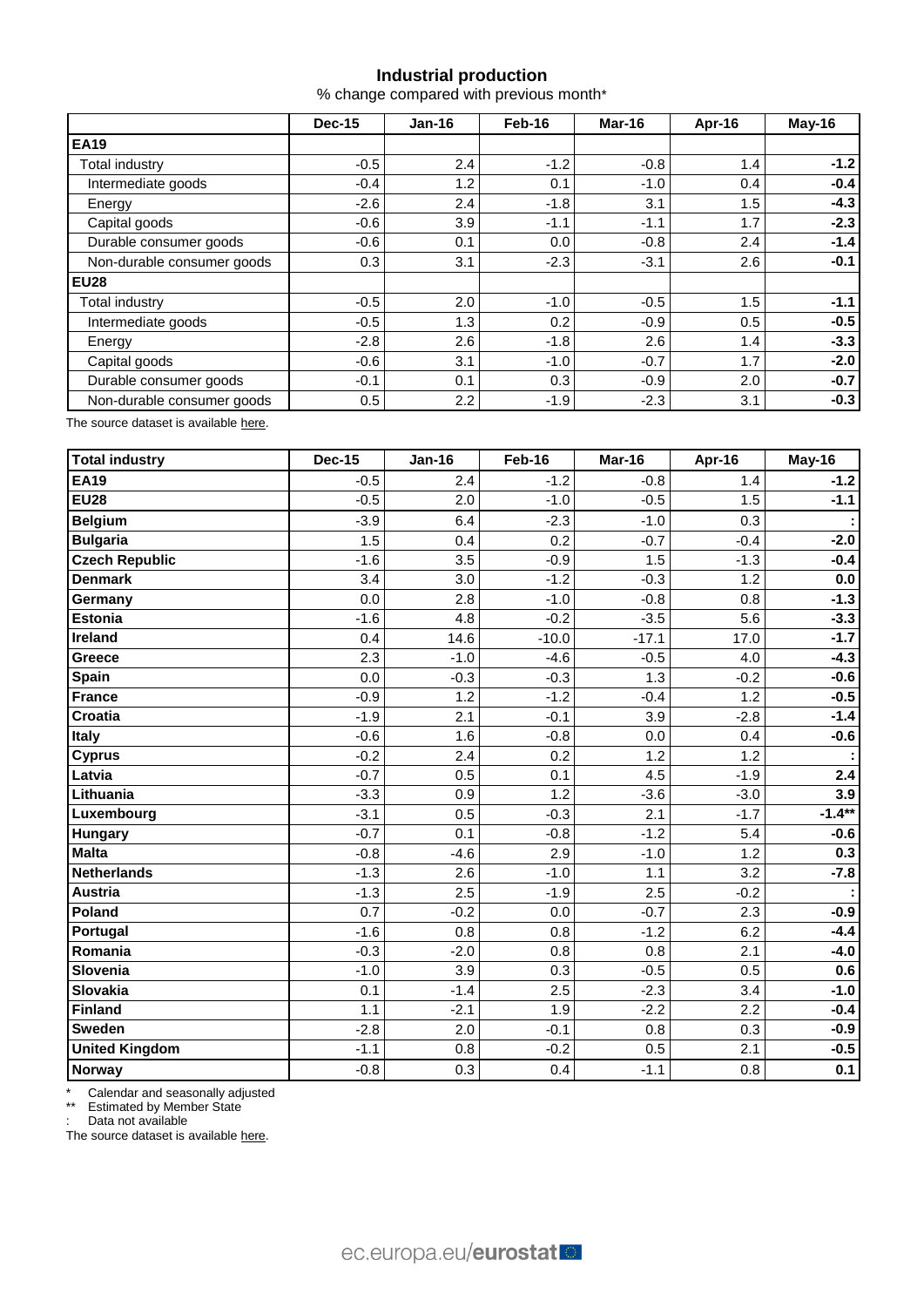## Industrial production

% change compared with previous month*

| | Dec-15 | Jan-16 | Feb-16 | Mar-16 | Apr-16 | May-16 |
|---|---|---|---|---|---|---|
| **EA19** | | | | | | |
| Total industry | -0.5 | 2.4 | -1.2 | -0.8 | 1.4 | **-1.2** |
| Intermediate goods | -0.4 | 1.2 | 0.1 | -1.0 | 0.4 | **-0.4** |
| Energy | -2.6 | 2.4 | -1.8 | 3.1 | 1.5 | **-4.3** |
| Capital goods | -0.6 | 3.9 | -1.1 | -1.1 | 1.7 | **-2.3** |
| Durable consumer goods | -0.6 | 0.1 | 0.0 | -0.8 | 2.4 | **-1.4** |
| Non-durable consumer goods | 0.3 | 3.1 | -2.3 | -3.1 | 2.6 | **-0.1** |
| **EU28** | | | | | | |
| Total industry | -0.5 | 2.0 | -1.0 | -0.5 | 1.5 | **-1.1** |
| Intermediate goods | -0.5 | 1.3 | 0.2 | -0.9 | 0.5 | **-0.5** |
| Energy | -2.8 | 2.6 | -1.8 | 2.6 | 1.4 | **-3.3** |
| Capital goods | -0.6 | 3.1 | -1.0 | -0.7 | 1.7 | **-2.0** |
| Durable consumer goods | -0.1 | 0.1 | 0.3 | -0.9 | 2.0 | **-0.7** |
| Non-durable consumer goods | 0.5 | 2.2 | -1.9 | -2.3 | 3.1 | **-0.3** |

The source dataset is available here.

| **Total industry** | Dec-15 | Jan-16 | Feb-16 | Mar-16 | Apr-16 | May-16 |
|---|---|---|---|---|---|---|
| **EA19** | -0.5 | 2.4 | -1.2 | -0.8 | 1.4 | **-1.2** |
| **EU28** | -0.5 | 2.0 | -1.0 | -0.5 | 1.5 | **-1.1** |
| **Belgium** | -3.9 | 6.4 | -2.3 | -1.0 | 0.3 | **:** |
| **Bulgaria** | 1.5 | 0.4 | 0.2 | -0.7 | -0.4 | **-2.0** |
| **Czech Republic** | -1.6 | 3.5 | -0.9 | 1.5 | -1.3 | **-0.4** |
| **Denmark** | 3.4 | 3.0 | -1.2 | -0.3 | 1.2 | **0.0** |
| **Germany** | 0.0 | 2.8 | -1.0 | -0.8 | 0.8 | **-1.3** |
| **Estonia** | -1.6 | 4.8 | -0.2 | -3.5 | 5.6 | **-3.3** |
| **Ireland** | 0.4 | 14.6 | -10.0 | -17.1 | 17.0 | **-1.7** |
| **Greece** | 2.3 | -1.0 | -4.6 | -0.5 | 4.0 | **-4.3** |
| **Spain** | 0.0 | -0.3 | -0.3 | 1.3 | -0.2 | **-0.6** |
| **France** | -0.9 | 1.2 | -1.2 | -0.4 | 1.2 | **-0.5** |
| **Croatia** | -1.9 | 2.1 | -0.1 | 3.9 | -2.8 | **-1.4** |
| **Italy** | -0.6 | 1.6 | -0.8 | 0.0 | 0.4 | **-0.6** |
| **Cyprus** | -0.2 | 2.4 | 0.2 | 1.2 | 1.2 | **:** |
| **Latvia** | -0.7 | 0.5 | 0.1 | 4.5 | -1.9 | **2.4** |
| **Lithuania** | -3.3 | 0.9 | 1.2 | -3.6 | -3.0 | **3.9** |
| **Luxembourg** | -3.1 | 0.5 | -0.3 | 2.1 | -1.7 | **-1.4\*\*** |
| **Hungary** | -0.7 | 0.1 | -0.8 | -1.2 | 5.4 | **-0.6** |
| **Malta** | -0.8 | -4.6 | 2.9 | -1.0 | 1.2 | **0.3** |
| **Netherlands** | -1.3 | 2.6 | -1.0 | 1.1 | 3.2 | **-7.8** |
| **Austria** | -1.3 | 2.5 | -1.9 | 2.5 | -0.2 | **:** |
| **Poland** | 0.7 | -0.2 | 0.0 | -0.7 | 2.3 | **-0.9** |
| **Portugal** | -1.6 | 0.8 | 0.8 | -1.2 | 6.2 | **-4.4** |
| **Romania** | -0.3 | -2.0 | 0.8 | 0.8 | 2.1 | **-4.0** |
| **Slovenia** | -1.0 | 3.9 | 0.3 | -0.5 | 0.5 | **0.6** |
| **Slovakia** | 0.1 | -1.4 | 2.5 | -2.3 | 3.4 | **-1.0** |
| **Finland** | 1.1 | -2.1 | 1.9 | -2.2 | 2.2 | **-0.4** |
| **Sweden** | -2.8 | 2.0 | -0.1 | 0.8 | 0.3 | **-0.9** |
| **United Kingdom** | -1.1 | 0.8 | -0.2 | 0.5 | 2.1 | **-0.5** |
| **Norway** | -0.8 | 0.3 | 0.4 | -1.1 | 0.8 | **0.1** |

\* Calendar and seasonally adjusted

\*\* Estimated by Member State

: Data not available

The source dataset is available here.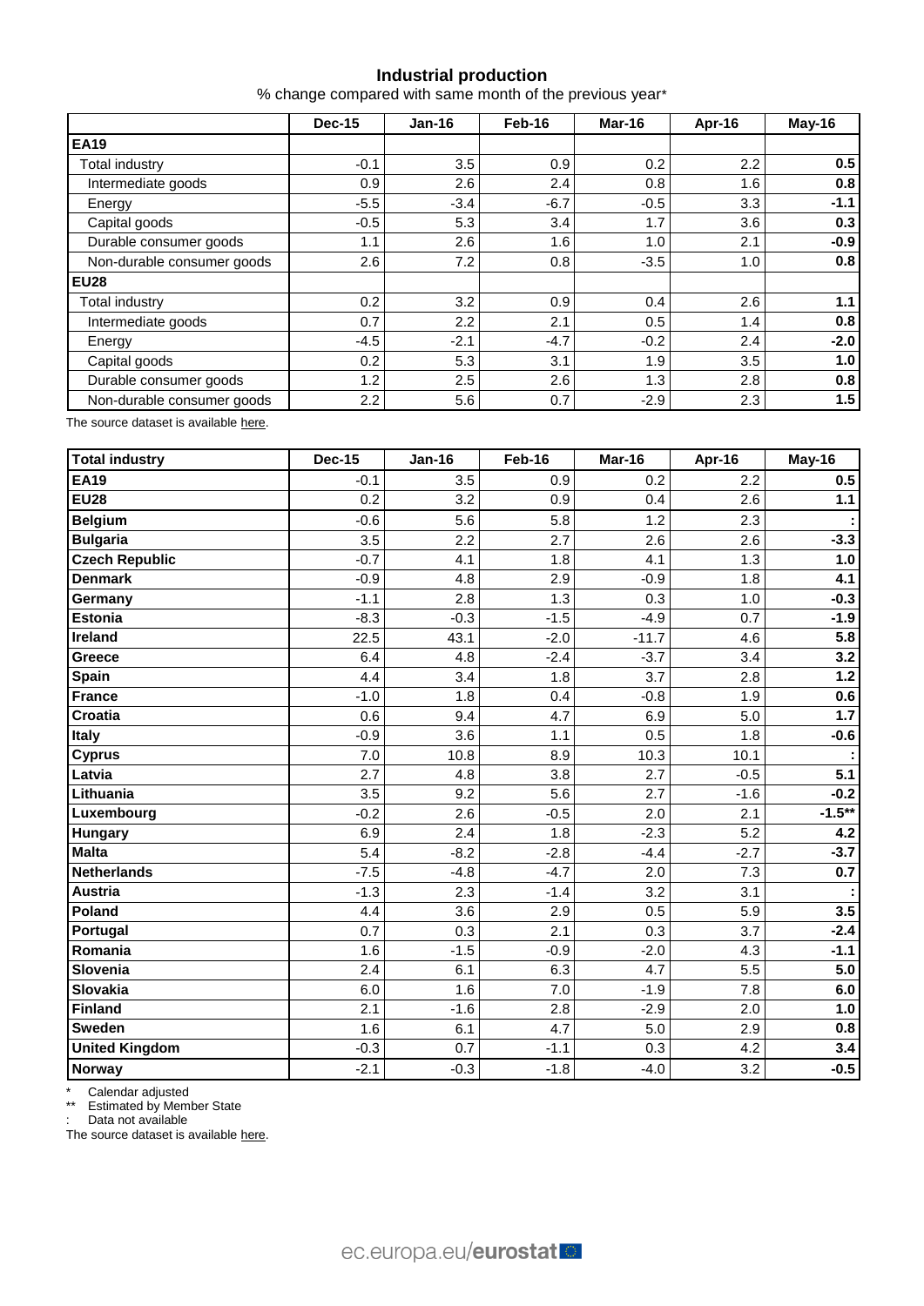## Industrial production

% change compared with same month of the previous year*

| | Dec-15 | Jan-16 | Feb-16 | Mar-16 | Apr-16 | May-16 |
|---|---|---|---|---|---|---|
| **EA19** | | | | | | |
| Total industry | -0.1 | 3.5 | 0.9 | 0.2 | 2.2 | **0.5** |
| Intermediate goods | 0.9 | 2.6 | 2.4 | 0.8 | 1.6 | **0.8** |
| Energy | -5.5 | -3.4 | -6.7 | -0.5 | 3.3 | **-1.1** |
| Capital goods | -0.5 | 5.3 | 3.4 | 1.7 | 3.6 | **0.3** |
| Durable consumer goods | 1.1 | 2.6 | 1.6 | 1.0 | 2.1 | **-0.9** |
| Non-durable consumer goods | 2.6 | 7.2 | 0.8 | -3.5 | 1.0 | **0.8** |
| **EU28** | | | | | | |
| Total industry | 0.2 | 3.2 | 0.9 | 0.4 | 2.6 | **1.1** |
| Intermediate goods | 0.7 | 2.2 | 2.1 | 0.5 | 1.4 | **0.8** |
| Energy | -4.5 | -2.1 | -4.7 | -0.2 | 2.4 | **-2.0** |
| Capital goods | 0.2 | 5.3 | 3.1 | 1.9 | 3.5 | **1.0** |
| Durable consumer goods | 1.2 | 2.5 | 2.6 | 1.3 | 2.8 | **0.8** |
| Non-durable consumer goods | 2.2 | 5.6 | 0.7 | -2.9 | 2.3 | **1.5** |

The source dataset is available here.

| **Total industry** | Dec-15 | Jan-16 | Feb-16 | Mar-16 | Apr-16 | May-16 |
|---|---|---|---|---|---|---|
| **EA19** | -0.1 | 3.5 | 0.9 | 0.2 | 2.2 | **0.5** |
| **EU28** | 0.2 | 3.2 | 0.9 | 0.4 | 2.6 | **1.1** |
| **Belgium** | -0.6 | 5.6 | 5.8 | 1.2 | 2.3 | **:** |
| **Bulgaria** | 3.5 | 2.2 | 2.7 | 2.6 | 2.6 | **-3.3** |
| **Czech Republic** | -0.7 | 4.1 | 1.8 | 4.1 | 1.3 | **1.0** |
| **Denmark** | -0.9 | 4.8 | 2.9 | -0.9 | 1.8 | **4.1** |
| **Germany** | -1.1 | 2.8 | 1.3 | 0.3 | 1.0 | **-0.3** |
| **Estonia** | -8.3 | -0.3 | -1.5 | -4.9 | 0.7 | **-1.9** |
| **Ireland** | 22.5 | 43.1 | -2.0 | -11.7 | 4.6 | **5.8** |
| **Greece** | 6.4 | 4.8 | -2.4 | -3.7 | 3.4 | **3.2** |
| **Spain** | 4.4 | 3.4 | 1.8 | 3.7 | 2.8 | **1.2** |
| **France** | -1.0 | 1.8 | 0.4 | -0.8 | 1.9 | **0.6** |
| **Croatia** | 0.6 | 9.4 | 4.7 | 6.9 | 5.0 | **1.7** |
| **Italy** | -0.9 | 3.6 | 1.1 | 0.5 | 1.8 | **-0.6** |
| **Cyprus** | 7.0 | 10.8 | 8.9 | 10.3 | 10.1 | **:** |
| **Latvia** | 2.7 | 4.8 | 3.8 | 2.7 | -0.5 | **5.1** |
| **Lithuania** | 3.5 | 9.2 | 5.6 | 2.7 | -1.6 | **-0.2** |
| **Luxembourg** | -0.2 | 2.6 | -0.5 | 2.0 | 2.1 | **-1.5\*\*** |
| **Hungary** | 6.9 | 2.4 | 1.8 | -2.3 | 5.2 | **4.2** |
| **Malta** | 5.4 | -8.2 | -2.8 | -4.4 | -2.7 | **-3.7** |
| **Netherlands** | -7.5 | -4.8 | -4.7 | 2.0 | 7.3 | **0.7** |
| **Austria** | -1.3 | 2.3 | -1.4 | 3.2 | 3.1 | **:** |
| **Poland** | 4.4 | 3.6 | 2.9 | 0.5 | 5.9 | **3.5** |
| **Portugal** | 0.7 | 0.3 | 2.1 | 0.3 | 3.7 | **-2.4** |
| **Romania** | 1.6 | -1.5 | -0.9 | -2.0 | 4.3 | **-1.1** |
| **Slovenia** | 2.4 | 6.1 | 6.3 | 4.7 | 5.5 | **5.0** |
| **Slovakia** | 6.0 | 1.6 | 7.0 | -1.9 | 7.8 | **6.0** |
| **Finland** | 2.1 | -1.6 | 2.8 | -2.9 | 2.0 | **1.0** |
| **Sweden** | 1.6 | 6.1 | 4.7 | 5.0 | 2.9 | **0.8** |
| **United Kingdom** | -0.3 | 0.7 | -1.1 | 0.3 | 4.2 | **3.4** |
| **Norway** | -2.1 | -0.3 | -1.8 | -4.0 | 3.2 | **-0.5** |

\* Calendar adjusted  
\*\* Estimated by Member State  
: Data not available  
The source dataset is available here.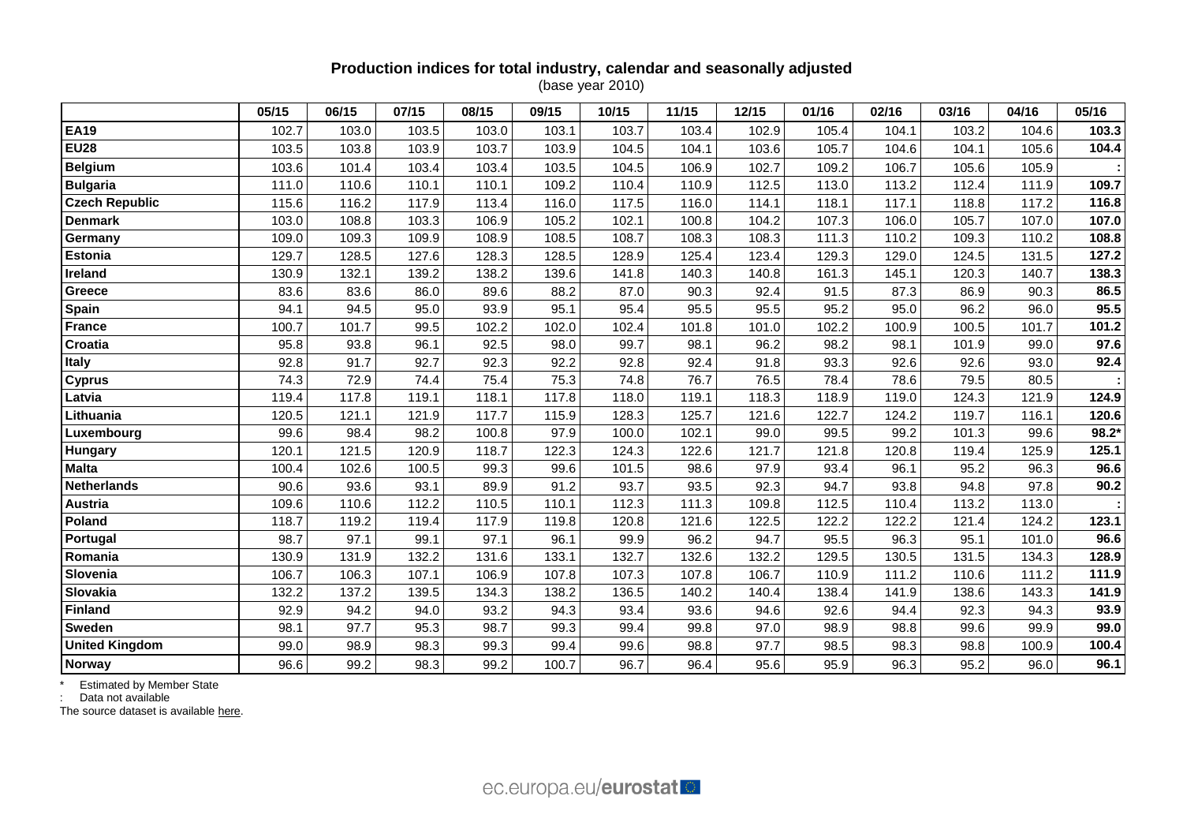**Production indices for total industry, calendar and seasonally adjusted**
(base year 2010)

| | 05/15 | 06/15 | 07/15 | 08/15 | 09/15 | 10/15 | 11/15 | 12/15 | 01/16 | 02/16 | 03/16 | 04/16 | 05/16 |
|---|---|---|---|---|---|---|---|---|---|---|---|---|---|
| **EA19** | 102.7 | 103.0 | 103.5 | 103.0 | 103.1 | 103.7 | 103.4 | 102.9 | 105.4 | 104.1 | 103.2 | 104.6 | **103.3** |
| **EU28** | 103.5 | 103.8 | 103.9 | 103.7 | 103.9 | 104.5 | 104.1 | 103.6 | 105.7 | 104.6 | 104.1 | 105.6 | **104.4** |
| **Belgium** | 103.6 | 101.4 | 103.4 | 103.4 | 103.5 | 104.5 | 106.9 | 102.7 | 109.2 | 106.7 | 105.6 | 105.9 | **:** |
| **Bulgaria** | 111.0 | 110.6 | 110.1 | 110.1 | 109.2 | 110.4 | 110.9 | 112.5 | 113.0 | 113.2 | 112.4 | 111.9 | **109.7** |
| **Czech Republic** | 115.6 | 116.2 | 117.9 | 113.4 | 116.0 | 117.5 | 116.0 | 114.1 | 118.1 | 117.1 | 118.8 | 117.2 | **116.8** |
| **Denmark** | 103.0 | 108.8 | 103.3 | 106.9 | 105.2 | 102.1 | 100.8 | 104.2 | 107.3 | 106.0 | 105.7 | 107.0 | **107.0** |
| **Germany** | 109.0 | 109.3 | 109.9 | 108.9 | 108.5 | 108.7 | 108.3 | 108.3 | 111.3 | 110.2 | 109.3 | 110.2 | **108.8** |
| **Estonia** | 129.7 | 128.5 | 127.6 | 128.3 | 128.5 | 128.9 | 125.4 | 123.4 | 129.3 | 129.0 | 124.5 | 131.5 | **127.2** |
| **Ireland** | 130.9 | 132.1 | 139.2 | 138.2 | 139.6 | 141.8 | 140.3 | 140.8 | 161.3 | 145.1 | 120.3 | 140.7 | **138.3** |
| **Greece** | 83.6 | 83.6 | 86.0 | 89.6 | 88.2 | 87.0 | 90.3 | 92.4 | 91.5 | 87.3 | 86.9 | 90.3 | **86.5** |
| **Spain** | 94.1 | 94.5 | 95.0 | 93.9 | 95.1 | 95.4 | 95.5 | 95.5 | 95.2 | 95.0 | 96.2 | 96.0 | **95.5** |
| **France** | 100.7 | 101.7 | 99.5 | 102.2 | 102.0 | 102.4 | 101.8 | 101.0 | 102.2 | 100.9 | 100.5 | 101.7 | **101.2** |
| **Croatia** | 95.8 | 93.8 | 96.1 | 92.5 | 98.0 | 99.7 | 98.1 | 96.2 | 98.2 | 98.1 | 101.9 | 99.0 | **97.6** |
| **Italy** | 92.8 | 91.7 | 92.7 | 92.3 | 92.2 | 92.8 | 92.4 | 91.8 | 93.3 | 92.6 | 92.6 | 93.0 | **92.4** |
| **Cyprus** | 74.3 | 72.9 | 74.4 | 75.4 | 75.3 | 74.8 | 76.7 | 76.5 | 78.4 | 78.6 | 79.5 | 80.5 | **:** |
| **Latvia** | 119.4 | 117.8 | 119.1 | 118.1 | 117.8 | 118.0 | 119.1 | 118.3 | 118.9 | 119.0 | 124.3 | 121.9 | **124.9** |
| **Lithuania** | 120.5 | 121.1 | 121.9 | 117.7 | 115.9 | 128.3 | 125.7 | 121.6 | 122.7 | 124.2 | 119.7 | 116.1 | **120.6** |
| **Luxembourg** | 99.6 | 98.4 | 98.2 | 100.8 | 97.9 | 100.0 | 102.1 | 99.0 | 99.5 | 99.2 | 101.3 | 99.6 | **98.2*** |
| **Hungary** | 120.1 | 121.5 | 120.9 | 118.7 | 122.3 | 124.3 | 122.6 | 121.7 | 121.8 | 120.8 | 119.4 | 125.9 | **125.1** |
| **Malta** | 100.4 | 102.6 | 100.5 | 99.3 | 99.6 | 101.5 | 98.6 | 97.9 | 93.4 | 96.1 | 95.2 | 96.3 | **96.6** |
| **Netherlands** | 90.6 | 93.6 | 93.1 | 89.9 | 91.2 | 93.7 | 93.5 | 92.3 | 94.7 | 93.8 | 94.8 | 97.8 | **90.2** |
| **Austria** | 109.6 | 110.6 | 112.2 | 110.5 | 110.1 | 112.3 | 111.3 | 109.8 | 112.5 | 110.4 | 113.2 | 113.0 | **:** |
| **Poland** | 118.7 | 119.2 | 119.4 | 117.9 | 119.8 | 120.8 | 121.6 | 122.5 | 122.2 | 122.2 | 121.4 | 124.2 | **123.1** |
| **Portugal** | 98.7 | 97.1 | 99.1 | 97.1 | 96.1 | 99.9 | 96.2 | 94.7 | 95.5 | 96.3 | 95.1 | 101.0 | **96.6** |
| **Romania** | 130.9 | 131.9 | 132.2 | 131.6 | 133.1 | 132.7 | 132.6 | 132.2 | 129.5 | 130.5 | 131.5 | 134.3 | **128.9** |
| **Slovenia** | 106.7 | 106.3 | 107.1 | 106.9 | 107.8 | 107.3 | 107.8 | 106.7 | 110.9 | 111.2 | 110.6 | 111.2 | **111.9** |
| **Slovakia** | 132.2 | 137.2 | 139.5 | 134.3 | 138.2 | 136.5 | 140.2 | 140.4 | 138.4 | 141.9 | 138.6 | 143.3 | **141.9** |
| **Finland** | 92.9 | 94.2 | 94.0 | 93.2 | 94.3 | 93.4 | 93.6 | 94.6 | 92.6 | 94.4 | 92.3 | 94.3 | **93.9** |
| **Sweden** | 98.1 | 97.7 | 95.3 | 98.7 | 99.3 | 99.4 | 99.8 | 97.0 | 98.9 | 98.8 | 99.6 | 99.9 | **99.0** |
| **United Kingdom** | 99.0 | 98.9 | 98.3 | 99.3 | 99.4 | 99.6 | 98.8 | 97.7 | 98.5 | 98.3 | 98.8 | 100.9 | **100.4** |
| **Norway** | 96.6 | 99.2 | 98.3 | 99.2 | 100.7 | 96.7 | 96.4 | 95.6 | 95.9 | 96.3 | 95.2 | 96.0 | **96.1** |

\* Estimated by Member State

: Data not available

The source dataset is available here.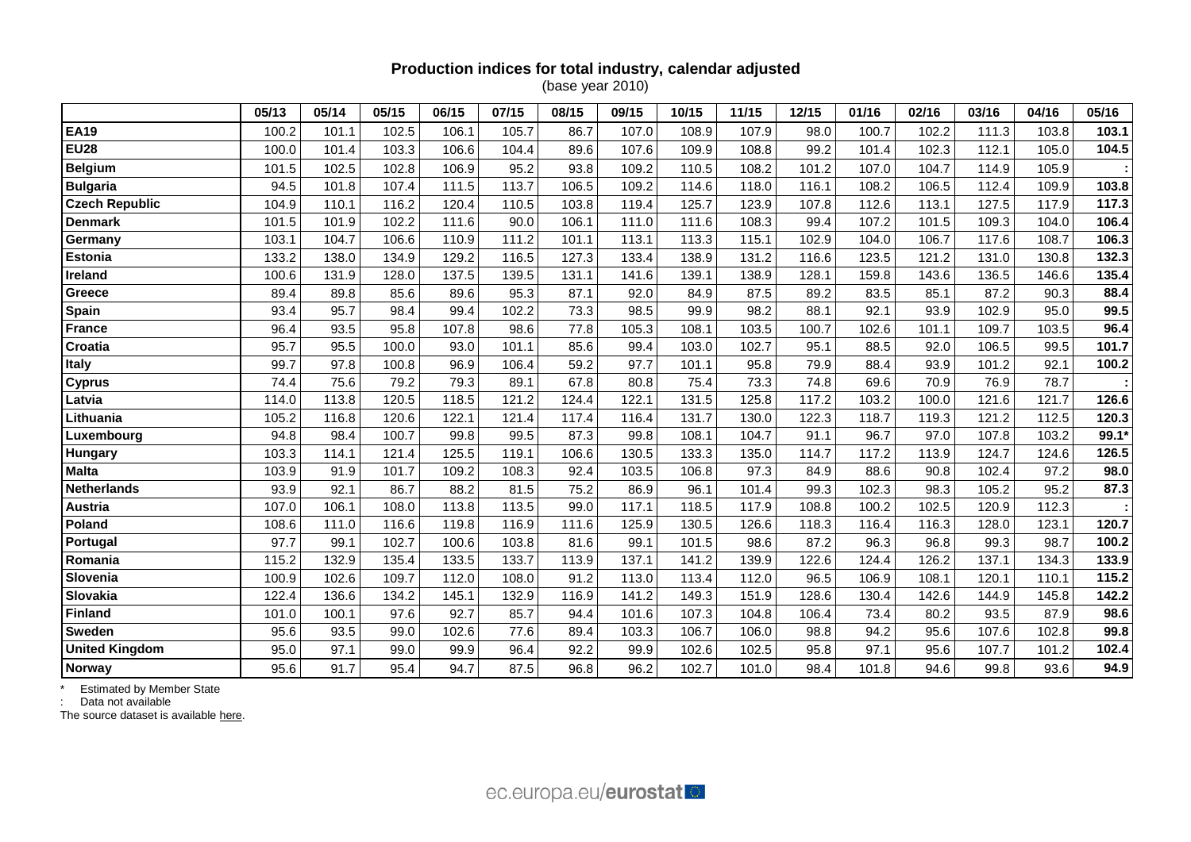**Production indices for total industry, calendar adjusted**

(base year 2010)

| | 05/13 | 05/14 | 05/15 | 06/15 | 07/15 | 08/15 | 09/15 | 10/15 | 11/15 | 12/15 | 01/16 | 02/16 | 03/16 | 04/16 | 05/16 |
|---|---|---|---|---|---|---|---|---|---|---|---|---|---|---|---|
| **EA19** | 100.2 | 101.1 | 102.5 | 106.1 | 105.7 | 86.7 | 107.0 | 108.9 | 107.9 | 98.0 | 100.7 | 102.2 | 111.3 | 103.8 | **103.1** |
| **EU28** | 100.0 | 101.4 | 103.3 | 106.6 | 104.4 | 89.6 | 107.6 | 109.9 | 108.8 | 99.2 | 101.4 | 102.3 | 112.1 | 105.0 | **104.5** |
| **Belgium** | 101.5 | 102.5 | 102.8 | 106.9 | 95.2 | 93.8 | 109.2 | 110.5 | 108.2 | 101.2 | 107.0 | 104.7 | 114.9 | 105.9 | **:** |
| **Bulgaria** | 94.5 | 101.8 | 107.4 | 111.5 | 113.7 | 106.5 | 109.2 | 114.6 | 118.0 | 116.1 | 108.2 | 106.5 | 112.4 | 109.9 | **103.8** |
| **Czech Republic** | 104.9 | 110.1 | 116.2 | 120.4 | 110.5 | 103.8 | 119.4 | 125.7 | 123.9 | 107.8 | 112.6 | 113.1 | 127.5 | 117.9 | **117.3** |
| **Denmark** | 101.5 | 101.9 | 102.2 | 111.6 | 90.0 | 106.1 | 111.0 | 111.6 | 108.3 | 99.4 | 107.2 | 101.5 | 109.3 | 104.0 | **106.4** |
| **Germany** | 103.1 | 104.7 | 106.6 | 110.9 | 111.2 | 101.1 | 113.1 | 113.3 | 115.1 | 102.9 | 104.0 | 106.7 | 117.6 | 108.7 | **106.3** |
| **Estonia** | 133.2 | 138.0 | 134.9 | 129.2 | 116.5 | 127.3 | 133.4 | 138.9 | 131.2 | 116.6 | 123.5 | 121.2 | 131.0 | 130.8 | **132.3** |
| **Ireland** | 100.6 | 131.9 | 128.0 | 137.5 | 139.5 | 131.1 | 141.6 | 139.1 | 138.9 | 128.1 | 159.8 | 143.6 | 136.5 | 146.6 | **135.4** |
| **Greece** | 89.4 | 89.8 | 85.6 | 89.6 | 95.3 | 87.1 | 92.0 | 84.9 | 87.5 | 89.2 | 83.5 | 85.1 | 87.2 | 90.3 | **88.4** |
| **Spain** | 93.4 | 95.7 | 98.4 | 99.4 | 102.2 | 73.3 | 98.5 | 99.9 | 98.2 | 88.1 | 92.1 | 93.9 | 102.9 | 95.0 | **99.5** |
| **France** | 96.4 | 93.5 | 95.8 | 107.8 | 98.6 | 77.8 | 105.3 | 108.1 | 103.5 | 100.7 | 102.6 | 101.1 | 109.7 | 103.5 | **96.4** |
| **Croatia** | 95.7 | 95.5 | 100.0 | 93.0 | 101.1 | 85.6 | 99.4 | 103.0 | 102.7 | 95.1 | 88.5 | 92.0 | 106.5 | 99.5 | **101.7** |
| **Italy** | 99.7 | 97.8 | 100.8 | 96.9 | 106.4 | 59.2 | 97.7 | 101.1 | 95.8 | 79.9 | 88.4 | 93.9 | 101.2 | 92.1 | **100.2** |
| **Cyprus** | 74.4 | 75.6 | 79.2 | 79.3 | 89.1 | 67.8 | 80.8 | 75.4 | 73.3 | 74.8 | 69.6 | 70.9 | 76.9 | 78.7 | **:** |
| **Latvia** | 114.0 | 113.8 | 120.5 | 118.5 | 121.2 | 124.4 | 122.1 | 131.5 | 125.8 | 117.2 | 103.2 | 100.0 | 121.6 | 121.7 | **126.6** |
| **Lithuania** | 105.2 | 116.8 | 120.6 | 122.1 | 121.4 | 117.4 | 116.4 | 131.7 | 130.0 | 122.3 | 118.7 | 119.3 | 121.2 | 112.5 | **120.3** |
| **Luxembourg** | 94.8 | 98.4 | 100.7 | 99.8 | 99.5 | 87.3 | 99.8 | 108.1 | 104.7 | 91.1 | 96.7 | 97.0 | 107.8 | 103.2 | **99.1*** |
| **Hungary** | 103.3 | 114.1 | 121.4 | 125.5 | 119.1 | 106.6 | 130.5 | 133.3 | 135.0 | 114.7 | 117.2 | 113.9 | 124.7 | 124.6 | **126.5** |
| **Malta** | 103.9 | 91.9 | 101.7 | 109.2 | 108.3 | 92.4 | 103.5 | 106.8 | 97.3 | 84.9 | 88.6 | 90.8 | 102.4 | 97.2 | **98.0** |
| **Netherlands** | 93.9 | 92.1 | 86.7 | 88.2 | 81.5 | 75.2 | 86.9 | 96.1 | 101.4 | 99.3 | 102.3 | 98.3 | 105.2 | 95.2 | **87.3** |
| **Austria** | 107.0 | 106.1 | 108.0 | 113.8 | 113.5 | 99.0 | 117.1 | 118.5 | 117.9 | 108.8 | 100.2 | 102.5 | 120.9 | 112.3 | **:** |
| **Poland** | 108.6 | 111.0 | 116.6 | 119.8 | 116.9 | 111.6 | 125.9 | 130.5 | 126.6 | 118.3 | 116.4 | 116.3 | 128.0 | 123.1 | **120.7** |
| **Portugal** | 97.7 | 99.1 | 102.7 | 100.6 | 103.8 | 81.6 | 99.1 | 101.5 | 98.6 | 87.2 | 96.3 | 96.8 | 99.3 | 98.7 | **100.2** |
| **Romania** | 115.2 | 132.9 | 135.4 | 133.5 | 133.7 | 113.9 | 137.1 | 141.2 | 139.9 | 122.6 | 124.4 | 126.2 | 137.1 | 134.3 | **133.9** |
| **Slovenia** | 100.9 | 102.6 | 109.7 | 112.0 | 108.0 | 91.2 | 113.0 | 113.4 | 112.0 | 96.5 | 106.9 | 108.1 | 120.1 | 110.1 | **115.2** |
| **Slovakia** | 122.4 | 136.6 | 134.2 | 145.1 | 132.9 | 116.9 | 141.2 | 149.3 | 151.9 | 128.6 | 130.4 | 142.6 | 144.9 | 145.8 | **142.2** |
| **Finland** | 101.0 | 100.1 | 97.6 | 92.7 | 85.7 | 94.4 | 101.6 | 107.3 | 104.8 | 106.4 | 73.4 | 80.2 | 93.5 | 87.9 | **98.6** |
| **Sweden** | 95.6 | 93.5 | 99.0 | 102.6 | 77.6 | 89.4 | 103.3 | 106.7 | 106.0 | 98.8 | 94.2 | 95.6 | 107.6 | 102.8 | **99.8** |
| **United Kingdom** | 95.0 | 97.1 | 99.0 | 99.9 | 96.4 | 92.2 | 99.9 | 102.6 | 102.5 | 95.8 | 97.1 | 95.6 | 107.7 | 101.2 | **102.4** |
| **Norway** | 95.6 | 91.7 | 95.4 | 94.7 | 87.5 | 96.8 | 96.2 | 102.7 | 101.0 | 98.4 | 101.8 | 94.6 | 99.8 | 93.6 | **94.9** |

\* Estimated by Member State

: Data not available

The source dataset is available here.